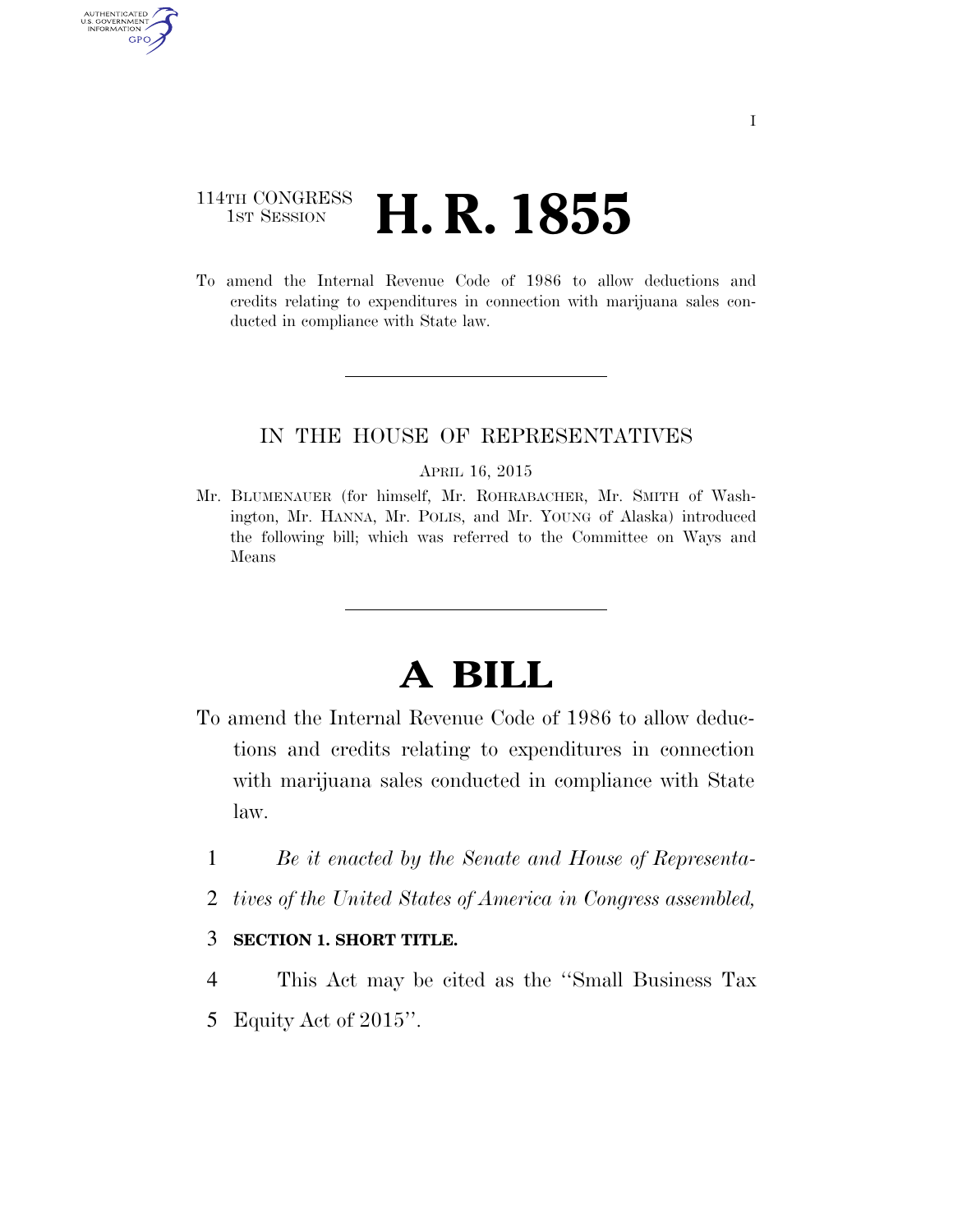114TH CONGRESS
1ST SESSION

# H. R. 1855

To amend the Internal Revenue Code of 1986 to allow deductions and credits relating to expenditures in connection with marijuana sales conducted in compliance with State law.

IN THE HOUSE OF REPRESENTATIVES

APRIL 16, 2015

Mr. BLUMENAUER (for himself, Mr. ROHRABACHER, Mr. SMITH of Washington, Mr. HANNA, Mr. POLIS, and Mr. YOUNG of Alaska) introduced the following bill; which was referred to the Committee on Ways and Means

# A BILL

To amend the Internal Revenue Code of 1986 to allow deductions and credits relating to expenditures in connection with marijuana sales conducted in compliance with State law.

1 *Be it enacted by the Senate and House of Representa-*
2 *tives of the United States of America in Congress assembled,*

3 **SECTION 1. SHORT TITLE.**

4 This Act may be cited as the ''Small Business Tax
5 Equity Act of 2015''.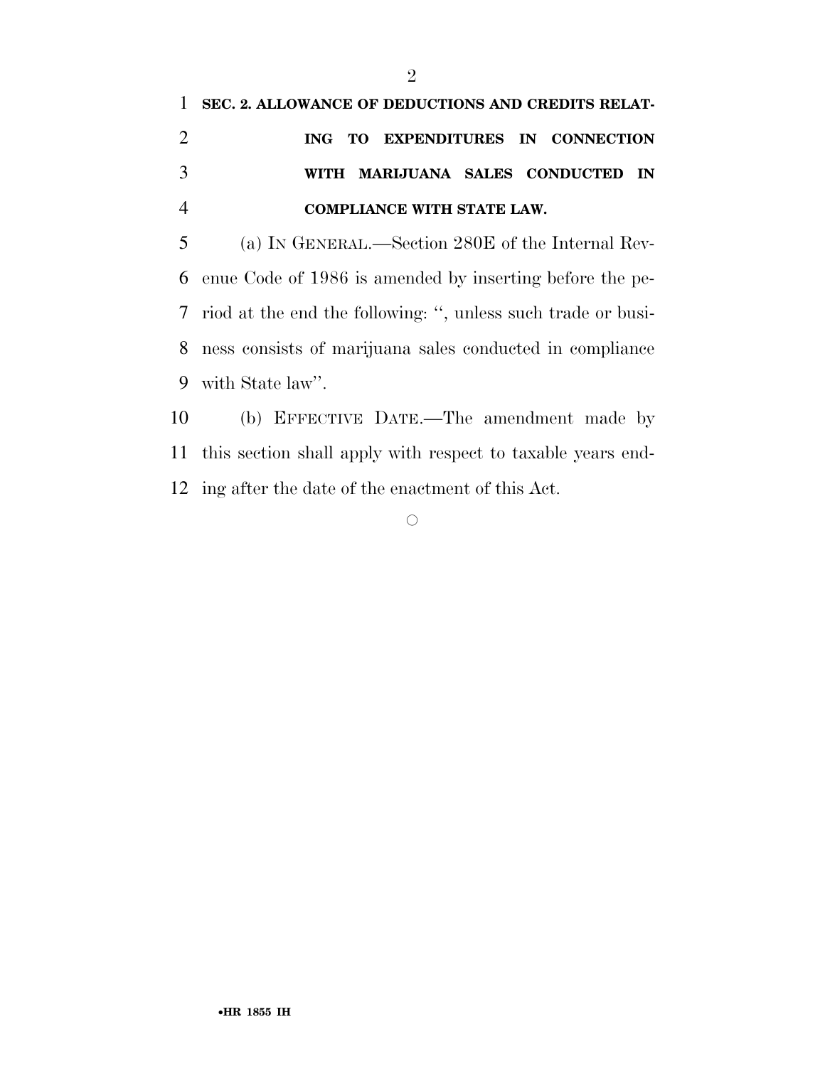**SEC. 2. ALLOWANCE OF DEDUCTIONS AND CREDITS RELATING TO EXPENDITURES IN CONNECTION WITH MARIJUANA SALES CONDUCTED IN COMPLIANCE WITH STATE LAW.**

(a) IN GENERAL.—Section 280E of the Internal Revenue Code of 1986 is amended by inserting before the period at the end the following: ", unless such trade or business consists of marijuana sales conducted in compliance with State law".

(b) EFFECTIVE DATE.—The amendment made by this section shall apply with respect to taxable years ending after the date of the enactment of this Act.

○